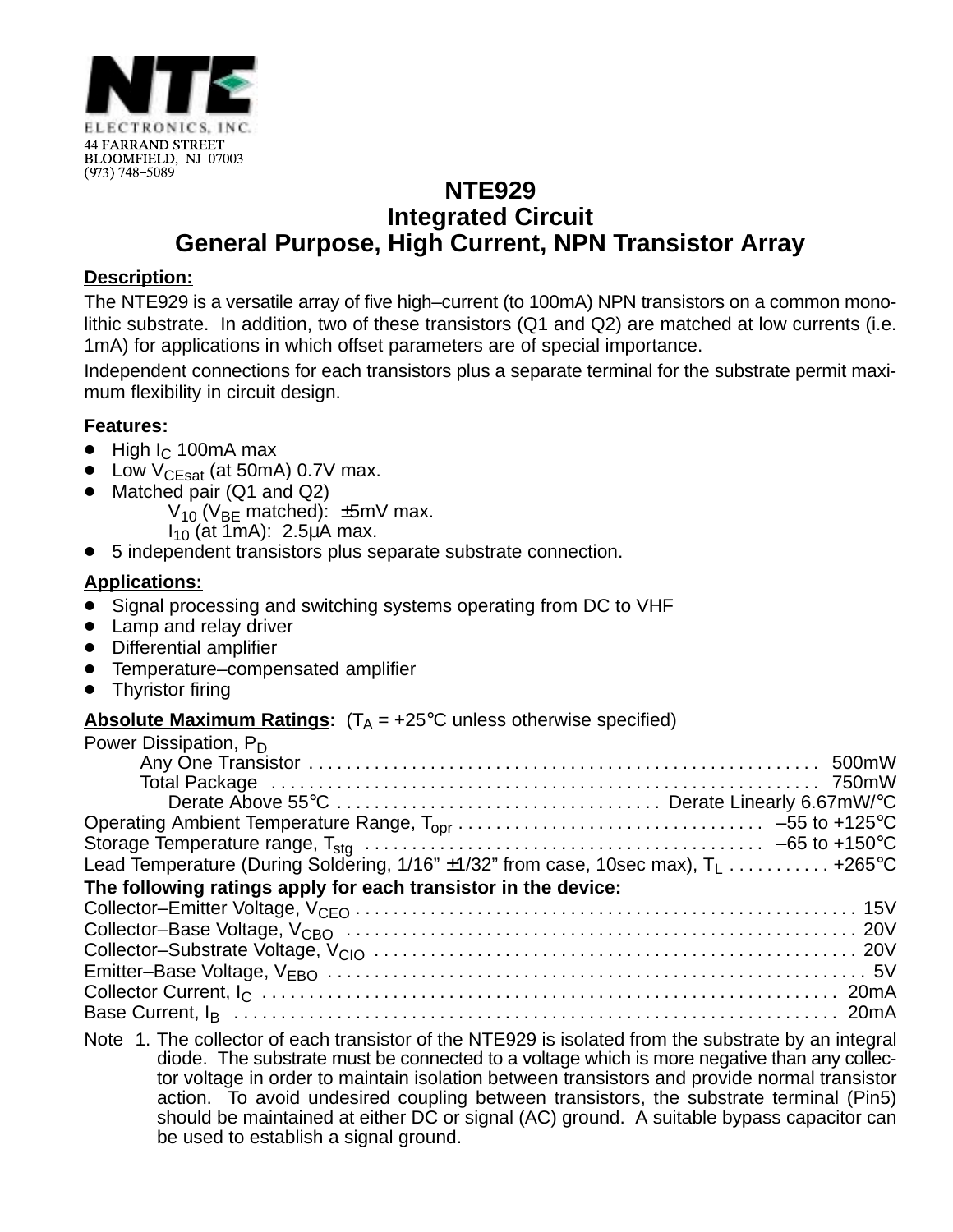NTE ELECTRONICS, INC.
44 FARRAND STREET
BLOOMFIELD, NJ 07003
(973) 748–5089

# NTE929
# Integrated Circuit
# General Purpose, High Current, NPN Transistor Array

**Description:**

The NTE929 is a versatile array of five high–current (to 100mA) NPN transistors on a common monolithic substrate. In addition, two of these transistors (Q1 and Q2) are matched at low currents (i.e. 1mA) for applications in which offset parameters are of special importance.

Independent connections for each transistors plus a separate terminal for the substrate permit maximum flexibility in circuit design.

**Features:**

- High $I_C$ 100mA max
- Low $V_{CEsat}$ (at 50mA) 0.7V max.
- Matched pair (Q1 and Q2)
  - $V_{10}$ ($V_{BE}$ matched): ±5mV max.
  - $I_{10}$ (at 1mA): 2.5µA max.
- 5 independent transistors plus separate substrate connection.

**Applications:**

- Signal processing and switching systems operating from DC to VHF
- Lamp and relay driver
- Differential amplifier
- Temperature–compensated amplifier
- Thyristor firing

**Absolute Maximum Ratings:** ($T_A$ = +25°C unless otherwise specified)

Power Dissipation, $P_D$
- Any One Transistor . . . . . 500mW
- Total Package . . . . . 750mW
  - Derate Above 55°C . . . . . Derate Linearly 6.67mW/°C

Operating Ambient Temperature Range, $T_{opr}$ . . . . . –55 to +125°C
Storage Temperature range, $T_{stg}$ . . . . . –65 to +150°C
Lead Temperature (During Soldering, 1/16" ±1/32" from case, 10sec max), $T_L$ . . . . . +265°C

**The following ratings apply for each transistor in the device:**

Collector–Emitter Voltage, $V_{CEO}$ . . . . . 15V
Collector–Base Voltage, $V_{CBO}$ . . . . . 20V
Collector–Substrate Voltage, $V_{CIO}$ . . . . . 20V
Emitter–Base Voltage, $V_{EBO}$ . . . . . 5V
Collector Current, $I_C$ . . . . . 20mA
Base Current, $I_B$ . . . . . 20mA

Note 1. The collector of each transistor of the NTE929 is isolated from the substrate by an integral diode. The substrate must be connected to a voltage which is more negative than any collector voltage in order to maintain isolation between transistors and provide normal transistor action. To avoid undesired coupling between transistors, the substrate terminal (Pin5) should be maintained at either DC or signal (AC) ground. A suitable bypass capacitor can be used to establish a signal ground.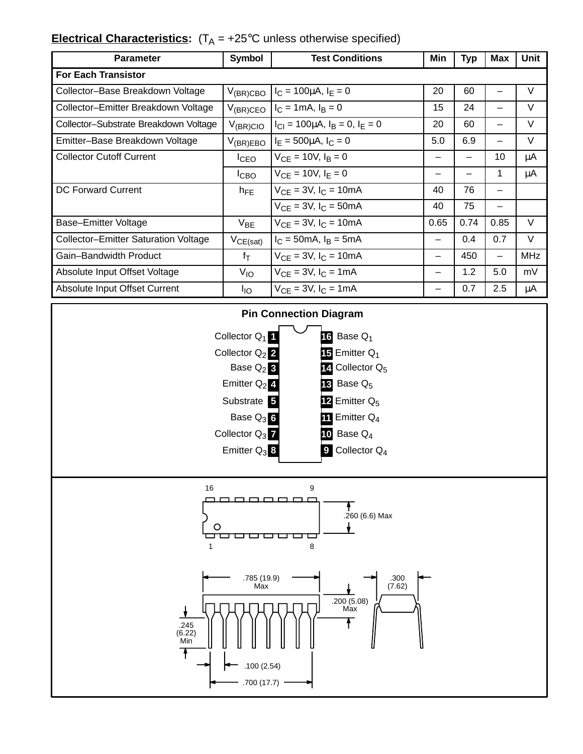**Electrical Characteristics:** ($T_A$ = +25°C unless otherwise specified)

| Parameter | Symbol | Test Conditions | Min | Typ | Max | Unit |
|---|---|---|---|---|---|---|
| **For Each Transistor** | | | | | | |
| Collector–Base Breakdown Voltage | $V_{(BR)CBO}$ | $I_C$ = 100μA, $I_E$ = 0 | 20 | 60 | – | V |
| Collector–Emitter Breakdown Voltage | $V_{(BR)CEO}$ | $I_C$ = 1mA, $I_B$ = 0 | 15 | 24 | – | V |
| Collector–Substrate Breakdown Voltage | $V_{(BR)CIO}$ | $I_{CI}$ = 100μA, $I_B$ = 0, $I_E$ = 0 | 20 | 60 | – | V |
| Emitter–Base Breakdown Voltage | $V_{(BR)EBO}$ | $I_E$ = 500μA, $I_C$ = 0 | 5.0 | 6.9 | – | V |
| Collector Cutoff Current | $I_{CEO}$ | $V_{CE}$ = 10V, $I_B$ = 0 | – | – | 10 | μA |
| | $I_{CBO}$ | $V_{CE}$ = 10V, $I_E$ = 0 | – | – | 1 | μA |
| DC Forward Current | $h_{FE}$ | $V_{CE}$ = 3V, $I_C$ = 10mA | 40 | 76 | – | |
| | | $V_{CE}$ = 3V, $I_C$ = 50mA | 40 | 75 | – | |
| Base–Emitter Voltage | $V_{BE}$ | $V_{CE}$ = 3V, $I_C$ = 10mA | 0.65 | 0.74 | 0.85 | V |
| Collector–Emitter Saturation Voltage | $V_{CE(sat)}$ | $I_C$ = 50mA, $I_B$ = 5mA | – | 0.4 | 0.7 | V |
| Gain–Bandwidth Product | $f_T$ | $V_{CE}$ = 3V, $I_C$ = 10mA | – | 450 | – | MHz |
| Absolute Input Offset Voltage | $V_{IO}$ | $V_{CE}$ = 3V, $I_C$ = 1mA | – | 1.2 | 5.0 | mV |
| Absolute Input Offset Current | $I_{IO}$ | $V_{CE}$ = 3V, $I_C$ = 1mA | – | 0.7 | 2.5 | μA |

**Pin Connection Diagram**

| Pin | Function | Pin | Function |
|---|---|---|---|
| 1 | Collector $Q_1$ | 16 | Base $Q_1$ |
| 2 | Collector $Q_2$ | 15 | Emitter $Q_1$ |
| 3 | Base $Q_2$ | 14 | Collector $Q_5$ |
| 4 | Emitter $Q_2$ | 13 | Base $Q_5$ |
| 5 | Substrate | 12 | Emitter $Q_5$ |
| 6 | Base $Q_3$ | 11 | Emitter $Q_4$ |
| 7 | Collector $Q_3$ | 10 | Base $Q_4$ |
| 8 | Emitter $Q_3$ | 9 | Collector $Q_4$ |

16
9
.260 (6.6) Max
1
8

.785 (19.9) Max
.300 (7.62)
.200 (5.08) Max
.245 (6.22) Min
.100 (2.54)
.700 (17.7)